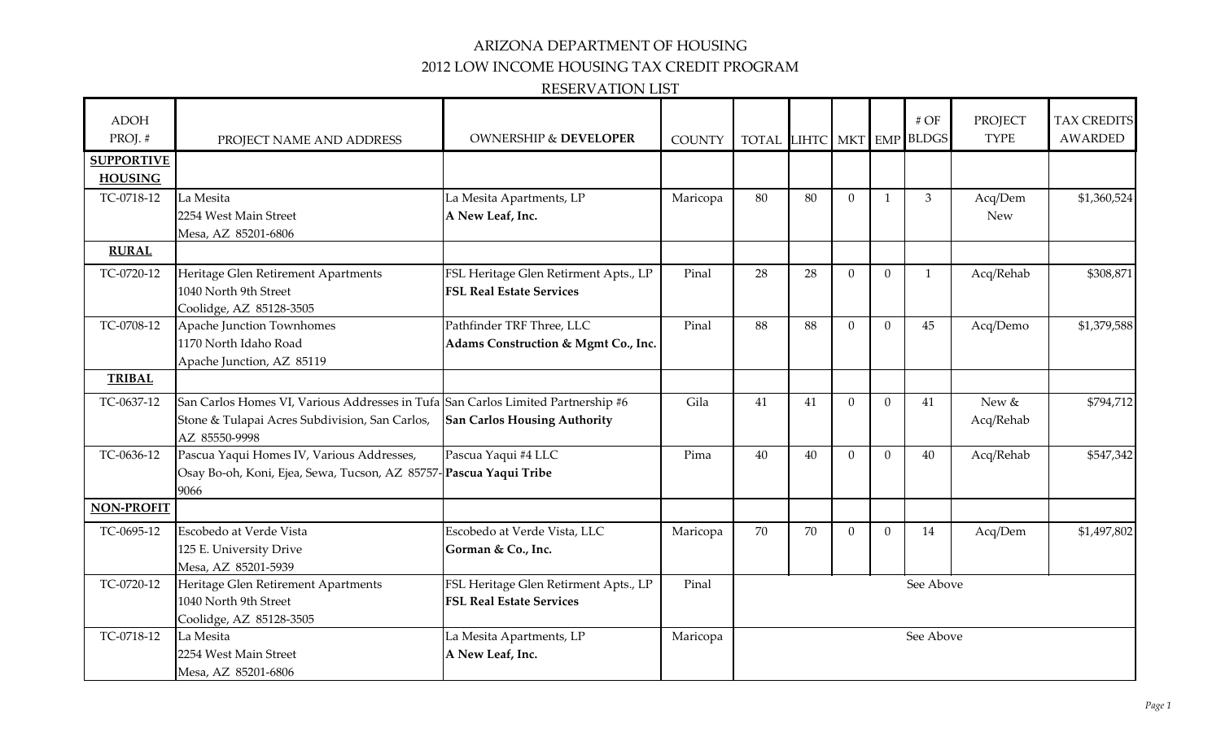# ARIZONA DEPARTMENT OF HOUSING
## 2012 LOW INCOME HOUSING TAX CREDIT PROGRAM
### RESERVATION LIST

| ADOH PROJ. # | PROJECT NAME AND ADDRESS | OWNERSHIP & **DEVELOPER** | COUNTY | TOTAL | LIHTC | MKT | EMP | # OF BLDGS | PROJECT TYPE | TAX CREDITS AWARDED |
|---|---|---|---|---|---|---|---|---|---|---|
| **SUPPORTIVE HOUSING** | | | | | | | | | | |
| TC-0718-12 | La Mesita<br>2254 West Main Street<br>Mesa, AZ 85201-6806 | La Mesita Apartments, LP<br>**A New Leaf, Inc.** | Maricopa | 80 | 80 | 0 | 1 | 3 | Acq/Dem<br>New | $1,360,524 |
| **RURAL** | | | | | | | | | | |
| TC-0720-12 | Heritage Glen Retirement Apartments<br>1040 North 9th Street<br>Coolidge, AZ 85128-3505 | FSL Heritage Glen Retirment Apts., LP<br>**FSL Real Estate Services** | Pinal | 28 | 28 | 0 | 0 | 1 | Acq/Rehab | $308,871 |
| TC-0708-12 | Apache Junction Townhomes<br>1170 North Idaho Road<br>Apache Junction, AZ 85119 | Pathfinder TRF Three, LLC<br>**Adams Construction & Mgmt Co., Inc.** | Pinal | 88 | 88 | 0 | 0 | 45 | Acq/Demo | $1,379,588 |
| **TRIBAL** | | | | | | | | | | |
| TC-0637-12 | San Carlos Homes VI, Various Addresses in Tufa Stone & Tulapai Acres Subdivision, San Carlos, AZ 85550-9998 | San Carlos Limited Partnership #6<br>**San Carlos Housing Authority** | Gila | 41 | 41 | 0 | 0 | 41 | New & Acq/Rehab | $794,712 |
| TC-0636-12 | Pascua Yaqui Homes IV, Various Addresses, Osay Bo-oh, Koni, Ejea, Sewa, Tucson, AZ 85757-9066 | Pascua Yaqui #4 LLC<br>**Pascua Yaqui Tribe** | Pima | 40 | 40 | 0 | 0 | 40 | Acq/Rehab | $547,342 |
| **NON-PROFIT** | | | | | | | | | | |
| TC-0695-12 | Escobedo at Verde Vista<br>125 E. University Drive<br>Mesa, AZ 85201-5939 | Escobedo at Verde Vista, LLC<br>**Gorman & Co., Inc.** | Maricopa | 70 | 70 | 0 | 0 | 14 | Acq/Dem | $1,497,802 |
| TC-0720-12 | Heritage Glen Retirement Apartments<br>1040 North 9th Street<br>Coolidge, AZ 85128-3505 | FSL Heritage Glen Retirment Apts., LP<br>**FSL Real Estate Services** | Pinal | See Above | | | | | | |
| TC-0718-12 | La Mesita<br>2254 West Main Street<br>Mesa, AZ 85201-6806 | La Mesita Apartments, LP<br>**A New Leaf, Inc.** | Maricopa | See Above | | | | | | |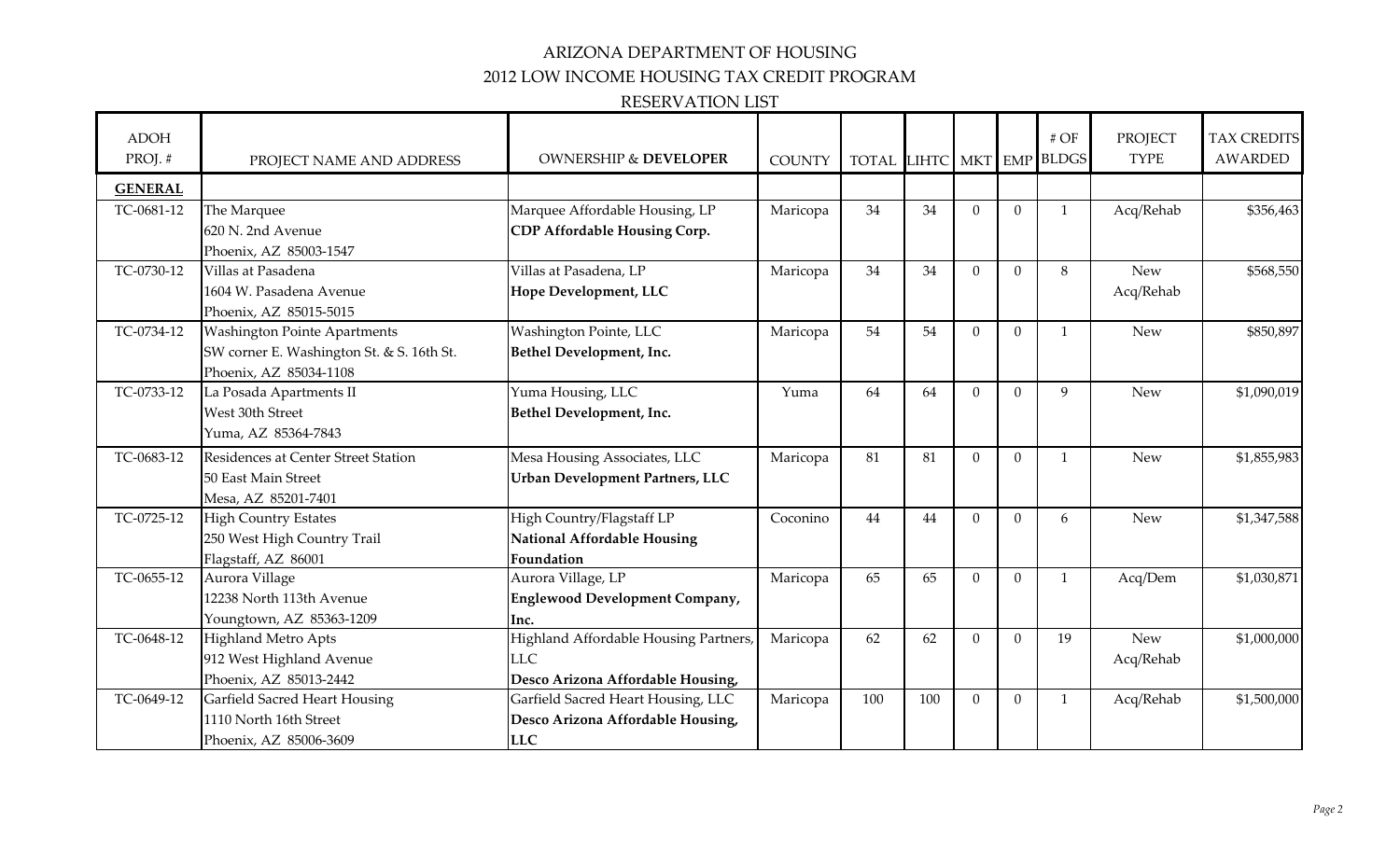# ARIZONA DEPARTMENT OF HOUSING

## 2012 LOW INCOME HOUSING TAX CREDIT PROGRAM

### RESERVATION LIST

| ADOH PROJ. # | PROJECT NAME AND ADDRESS | OWNERSHIP & **DEVELOPER** | COUNTY | TOTAL | LIHTC | MKT | EMP | # OF BLDGS | PROJECT TYPE | TAX CREDITS AWARDED |
|---|---|---|---|---|---|---|---|---|---|---|
| **GENERAL** | | | | | | | | | | |
| TC-0681-12 | The Marquee<br>620 N. 2nd Avenue<br>Phoenix, AZ 85003-1547 | Marquee Affordable Housing, LP<br>**CDP Affordable Housing Corp.** | Maricopa | 34 | 34 | 0 | 0 | 1 | Acq/Rehab | $356,463 |
| TC-0730-12 | Villas at Pasadena<br>1604 W. Pasadena Avenue<br>Phoenix, AZ 85015-5015 | Villas at Pasadena, LP<br>**Hope Development, LLC** | Maricopa | 34 | 34 | 0 | 0 | 8 | New<br>Acq/Rehab | $568,550 |
| TC-0734-12 | Washington Pointe Apartments<br>SW corner E. Washington St. & S. 16th St.<br>Phoenix, AZ 85034-1108 | Washington Pointe, LLC<br>**Bethel Development, Inc.** | Maricopa | 54 | 54 | 0 | 0 | 1 | New | $850,897 |
| TC-0733-12 | La Posada Apartments II<br>West 30th Street<br>Yuma, AZ 85364-7843 | Yuma Housing, LLC<br>**Bethel Development, Inc.** | Yuma | 64 | 64 | 0 | 0 | 9 | New | $1,090,019 |
| TC-0683-12 | Residences at Center Street Station<br>50 East Main Street<br>Mesa, AZ 85201-7401 | Mesa Housing Associates, LLC<br>**Urban Development Partners, LLC** | Maricopa | 81 | 81 | 0 | 0 | 1 | New | $1,855,983 |
| TC-0725-12 | High Country Estates<br>250 West High Country Trail<br>Flagstaff, AZ 86001 | High Country/Flagstaff LP<br>**National Affordable Housing Foundation** | Coconino | 44 | 44 | 0 | 0 | 6 | New | $1,347,588 |
| TC-0655-12 | Aurora Village<br>12238 North 113th Avenue<br>Youngtown, AZ 85363-1209 | Aurora Village, LP<br>**Englewood Development Company, Inc.** | Maricopa | 65 | 65 | 0 | 0 | 1 | Acq/Dem | $1,030,871 |
| TC-0648-12 | Highland Metro Apts<br>912 West Highland Avenue<br>Phoenix, AZ 85013-2442 | Highland Affordable Housing Partners, LLC<br>**Desco Arizona Affordable Housing,** | Maricopa | 62 | 62 | 0 | 0 | 19 | New<br>Acq/Rehab | $1,000,000 |
| TC-0649-12 | Garfield Sacred Heart Housing<br>1110 North 16th Street<br>Phoenix, AZ 85006-3609 | Garfield Sacred Heart Housing, LLC<br>**Desco Arizona Affordable Housing, LLC** | Maricopa | 100 | 100 | 0 | 0 | 1 | Acq/Rehab | $1,500,000 |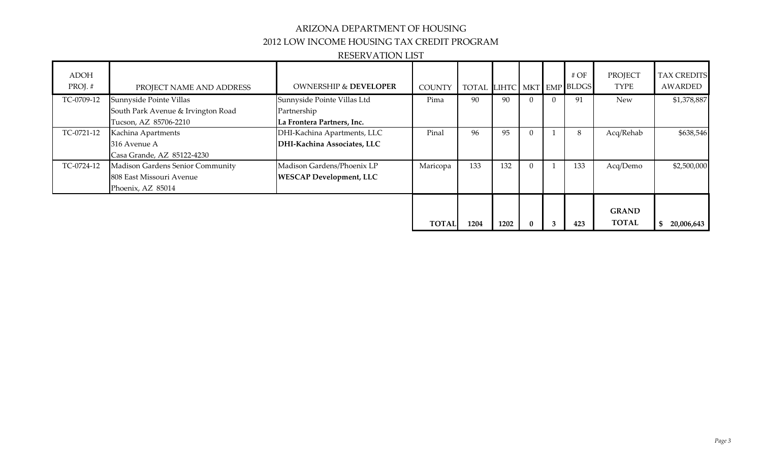# ARIZONA DEPARTMENT OF HOUSING
## 2012 LOW INCOME HOUSING TAX CREDIT PROGRAM
### RESERVATION LIST

| ADOH PROJ. # | PROJECT NAME AND ADDRESS | OWNERSHIP & **DEVELOPER** | COUNTY | TOTAL | LIHTC | MKT | EMP | # OF BLDGS | PROJECT TYPE | TAX CREDITS AWARDED |
|---|---|---|---|---|---|---|---|---|---|---|
| TC-0709-12 | Sunnyside Pointe Villas<br>South Park Avenue & Irvington Road<br>Tucson, AZ 85706-2210 | Sunnyside Pointe Villas Ltd Partnership<br>**La Frontera Partners, Inc.** | Pima | 90 | 90 | 0 | 0 | 91 | New | $1,378,887 |
| TC-0721-12 | Kachina Apartments<br>316 Avenue A<br>Casa Grande, AZ 85122-4230 | DHI-Kachina Apartments, LLC<br>**DHI-Kachina Associates, LLC** | Pinal | 96 | 95 | 0 | 1 | 8 | Acq/Rehab | $638,546 |
| TC-0724-12 | Madison Gardens Senior Community<br>808 East Missouri Avenue<br>Phoenix, AZ 85014 | Madison Gardens/Phoenix LP<br>**WESCAP Development, LLC** | Maricopa | 133 | 132 | 0 | 1 | 133 | Acq/Demo | $2,500,000 |
| | | | **TOTAL** | **1204** | **1202** | **0** | **3** | **423** | **GRAND TOTAL** | **$ 20,006,643** |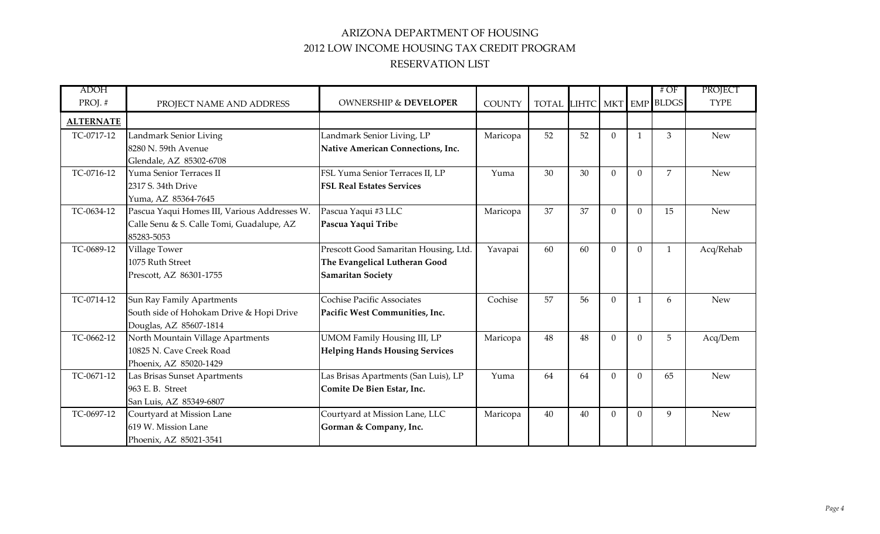# ARIZONA DEPARTMENT OF HOUSING
## 2012 LOW INCOME HOUSING TAX CREDIT PROGRAM
## RESERVATION LIST

| ADOH PROJ. # | PROJECT NAME AND ADDRESS | OWNERSHIP & **DEVELOPER** | COUNTY | TOTAL | LIHTC | MKT | EMP | # OF BLDGS | PROJECT TYPE |
|---|---|---|---|---|---|---|---|---|---|
| **ALTERNATE** | | | | | | | | | |
| TC-0717-12 | Landmark Senior Living<br>8280 N. 59th Avenue<br>Glendale, AZ 85302-6708 | Landmark Senior Living, LP<br>**Native American Connections, Inc.** | Maricopa | 52 | 52 | 0 | 1 | 3 | New |
| TC-0716-12 | Yuma Senior Terraces II<br>2317 S. 34th Drive<br>Yuma, AZ 85364-7645 | FSL Yuma Senior Terraces II, LP<br>**FSL Real Estates Services** | Yuma | 30 | 30 | 0 | 0 | 7 | New |
| TC-0634-12 | Pascua Yaqui Homes III, Various Addresses W. Calle Senu & S. Calle Tomi, Guadalupe, AZ 85283-5053 | Pascua Yaqui #3 LLC<br>**Pascua Yaqui Trib**e | Maricopa | 37 | 37 | 0 | 0 | 15 | New |
| TC-0689-12 | Village Tower<br>1075 Ruth Street<br>Prescott, AZ 86301-1755 | Prescott Good Samaritan Housing, Ltd.<br>**The Evangelical Lutheran Good Samaritan Society** | Yavapai | 60 | 60 | 0 | 0 | 1 | Acq/Rehab |
| TC-0714-12 | Sun Ray Family Apartments<br>South side of Hohokam Drive & Hopi Drive<br>Douglas, AZ 85607-1814 | Cochise Pacific Associates<br>**Pacific West Communities, Inc.** | Cochise | 57 | 56 | 0 | 1 | 6 | New |
| TC-0662-12 | North Mountain Village Apartments<br>10825 N. Cave Creek Road<br>Phoenix, AZ 85020-1429 | UMOM Family Housing III, LP<br>**Helping Hands Housing Services** | Maricopa | 48 | 48 | 0 | 0 | 5 | Acq/Dem |
| TC-0671-12 | Las Brisas Sunset Apartments<br>963 E. B. Street<br>San Luis, AZ 85349-6807 | Las Brisas Apartments (San Luis), LP<br>**Comite De Bien Estar, Inc.** | Yuma | 64 | 64 | 0 | 0 | 65 | New |
| TC-0697-12 | Courtyard at Mission Lane<br>619 W. Mission Lane<br>Phoenix, AZ 85021-3541 | Courtyard at Mission Lane, LLC<br>**Gorman & Company, Inc.** | Maricopa | 40 | 40 | 0 | 0 | 9 | New |